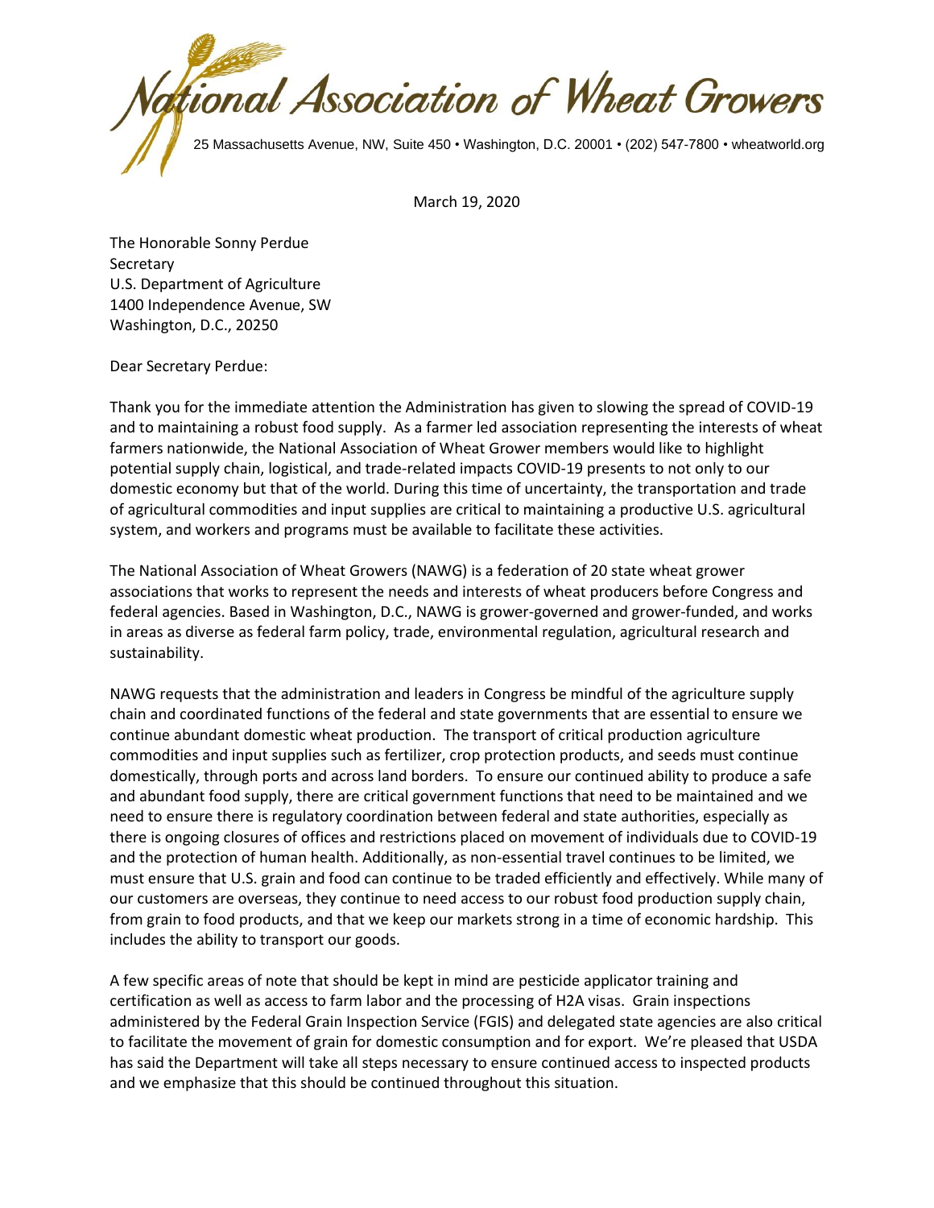# National Association of Wheat Growers

25 Massachusetts Avenue, NW, Suite 450 • Washington, D.C. 20001 • (202) 547-7800 • wheatworld.org

March 19, 2020

The Honorable Sonny Perdue
Secretary
U.S. Department of Agriculture
1400 Independence Avenue, SW
Washington, D.C., 20250

Dear Secretary Perdue:

Thank you for the immediate attention the Administration has given to slowing the spread of COVID-19 and to maintaining a robust food supply. As a farmer led association representing the interests of wheat farmers nationwide, the National Association of Wheat Grower members would like to highlight potential supply chain, logistical, and trade-related impacts COVID-19 presents to not only to our domestic economy but that of the world. During this time of uncertainty, the transportation and trade of agricultural commodities and input supplies are critical to maintaining a productive U.S. agricultural system, and workers and programs must be available to facilitate these activities.

The National Association of Wheat Growers (NAWG) is a federation of 20 state wheat grower associations that works to represent the needs and interests of wheat producers before Congress and federal agencies. Based in Washington, D.C., NAWG is grower-governed and grower-funded, and works in areas as diverse as federal farm policy, trade, environmental regulation, agricultural research and sustainability.

NAWG requests that the administration and leaders in Congress be mindful of the agriculture supply chain and coordinated functions of the federal and state governments that are essential to ensure we continue abundant domestic wheat production. The transport of critical production agriculture commodities and input supplies such as fertilizer, crop protection products, and seeds must continue domestically, through ports and across land borders. To ensure our continued ability to produce a safe and abundant food supply, there are critical government functions that need to be maintained and we need to ensure there is regulatory coordination between federal and state authorities, especially as there is ongoing closures of offices and restrictions placed on movement of individuals due to COVID-19 and the protection of human health. Additionally, as non-essential travel continues to be limited, we must ensure that U.S. grain and food can continue to be traded efficiently and effectively. While many of our customers are overseas, they continue to need access to our robust food production supply chain, from grain to food products, and that we keep our markets strong in a time of economic hardship. This includes the ability to transport our goods.

A few specific areas of note that should be kept in mind are pesticide applicator training and certification as well as access to farm labor and the processing of H2A visas. Grain inspections administered by the Federal Grain Inspection Service (FGIS) and delegated state agencies are also critical to facilitate the movement of grain for domestic consumption and for export. We're pleased that USDA has said the Department will take all steps necessary to ensure continued access to inspected products and we emphasize that this should be continued throughout this situation.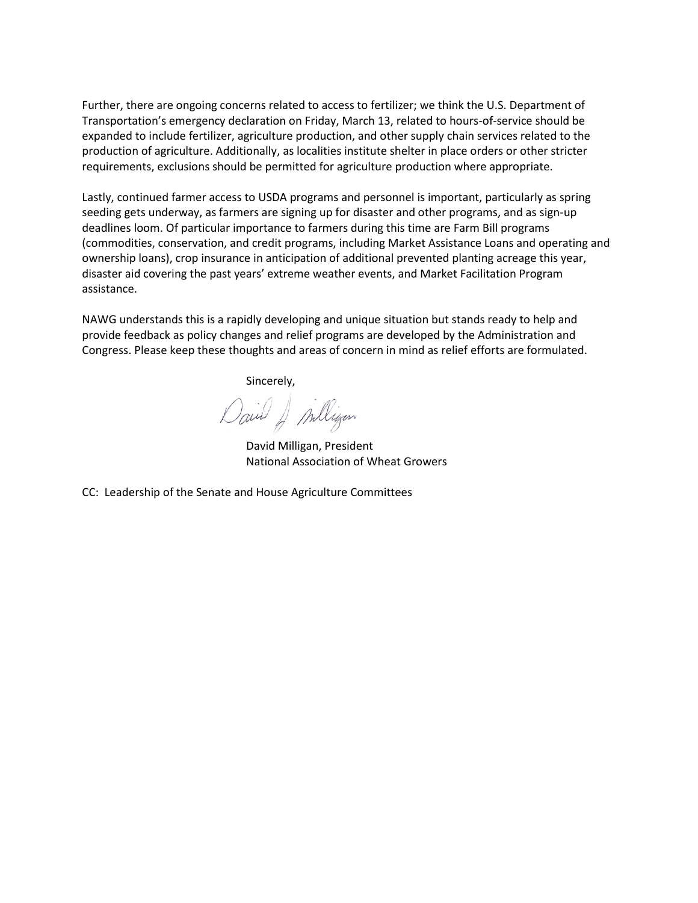Further, there are ongoing concerns related to access to fertilizer; we think the U.S. Department of Transportation's emergency declaration on Friday, March 13, related to hours-of-service should be expanded to include fertilizer, agriculture production, and other supply chain services related to the production of agriculture. Additionally, as localities institute shelter in place orders or other stricter requirements, exclusions should be permitted for agriculture production where appropriate.

Lastly, continued farmer access to USDA programs and personnel is important, particularly as spring seeding gets underway, as farmers are signing up for disaster and other programs, and as sign-up deadlines loom. Of particular importance to farmers during this time are Farm Bill programs (commodities, conservation, and credit programs, including Market Assistance Loans and operating and ownership loans), crop insurance in anticipation of additional prevented planting acreage this year, disaster aid covering the past years' extreme weather events, and Market Facilitation Program assistance.

NAWG understands this is a rapidly developing and unique situation but stands ready to help and provide feedback as policy changes and relief programs are developed by the Administration and Congress. Please keep these thoughts and areas of concern in mind as relief efforts are formulated.

Sincerely,

David Milligan, President
National Association of Wheat Growers

CC: Leadership of the Senate and House Agriculture Committees